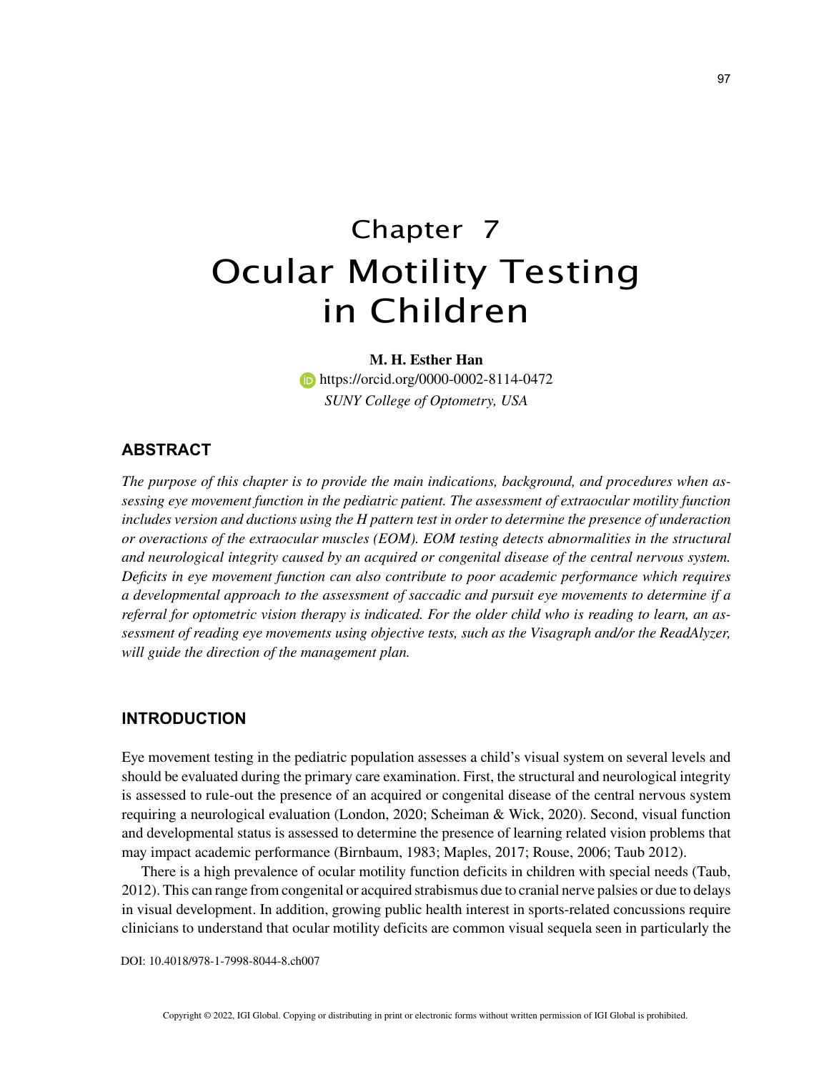# Chapter 7
# Ocular Motility Testing in Children

**M. H. Esther Han**
https://orcid.org/0000-0002-8114-0472
*SUNY College of Optometry, USA*

## ABSTRACT

*The purpose of this chapter is to provide the main indications, background, and procedures when assessing eye movement function in the pediatric patient. The assessment of extraocular motility function includes version and ductions using the H pattern test in order to determine the presence of underaction or overactions of the extraocular muscles (EOM). EOM testing detects abnormalities in the structural and neurological integrity caused by an acquired or congenital disease of the central nervous system. Deficits in eye movement function can also contribute to poor academic performance which requires a developmental approach to the assessment of saccadic and pursuit eye movements to determine if a referral for optometric vision therapy is indicated. For the older child who is reading to learn, an assessment of reading eye movements using objective tests, such as the Visagraph and/or the ReadAlyzer, will guide the direction of the management plan.*

## INTRODUCTION

Eye movement testing in the pediatric population assesses a child's visual system on several levels and should be evaluated during the primary care examination. First, the structural and neurological integrity is assessed to rule-out the presence of an acquired or congenital disease of the central nervous system requiring a neurological evaluation (London, 2020; Scheiman & Wick, 2020). Second, visual function and developmental status is assessed to determine the presence of learning related vision problems that may impact academic performance (Birnbaum, 1983; Maples, 2017; Rouse, 2006; Taub 2012).

There is a high prevalence of ocular motility function deficits in children with special needs (Taub, 2012). This can range from congenital or acquired strabismus due to cranial nerve palsies or due to delays in visual development. In addition, growing public health interest in sports-related concussions require clinicians to understand that ocular motility deficits are common visual sequela seen in particularly the

DOI: 10.4018/978-1-7998-8044-8.ch007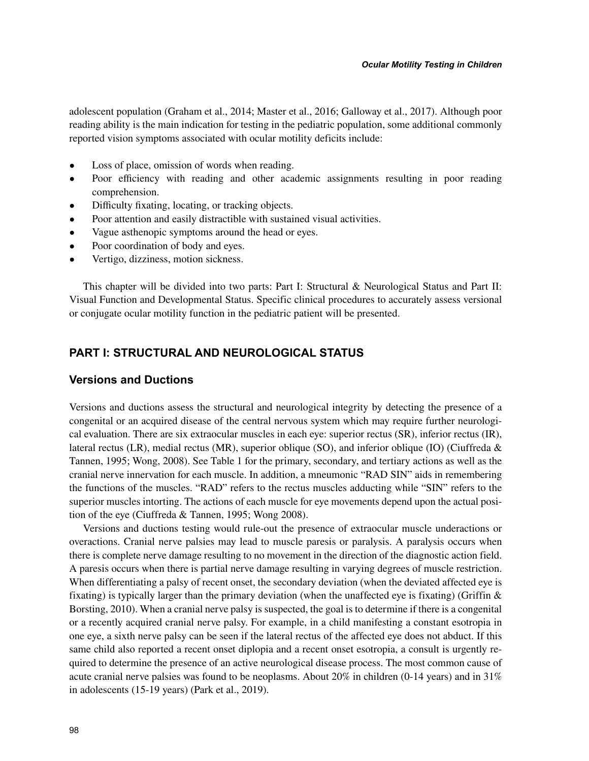adolescent population (Graham et al., 2014; Master et al., 2016; Galloway et al., 2017). Although poor reading ability is the main indication for testing in the pediatric population, some additional commonly reported vision symptoms associated with ocular motility deficits include:

- Loss of place, omission of words when reading.
- Poor efficiency with reading and other academic assignments resulting in poor reading comprehension.
- Difficulty fixating, locating, or tracking objects.
- Poor attention and easily distractible with sustained visual activities.
- Vague asthenopic symptoms around the head or eyes.
- Poor coordination of body and eyes.
- Vertigo, dizziness, motion sickness.

This chapter will be divided into two parts: Part I: Structural & Neurological Status and Part II: Visual Function and Developmental Status. Specific clinical procedures to accurately assess versional or conjugate ocular motility function in the pediatric patient will be presented.

## PART I: STRUCTURAL AND NEUROLOGICAL STATUS

### Versions and Ductions

Versions and ductions assess the structural and neurological integrity by detecting the presence of a congenital or an acquired disease of the central nervous system which may require further neurological evaluation. There are six extraocular muscles in each eye: superior rectus (SR), inferior rectus (IR), lateral rectus (LR), medial rectus (MR), superior oblique (SO), and inferior oblique (IO) (Ciuffreda & Tannen, 1995; Wong, 2008). See Table 1 for the primary, secondary, and tertiary actions as well as the cranial nerve innervation for each muscle. In addition, a mneumonic "RAD SIN" aids in remembering the functions of the muscles. "RAD" refers to the rectus muscles adducting while "SIN" refers to the superior muscles intorting. The actions of each muscle for eye movements depend upon the actual position of the eye (Ciuffreda & Tannen, 1995; Wong 2008).

Versions and ductions testing would rule-out the presence of extraocular muscle underactions or overactions. Cranial nerve palsies may lead to muscle paresis or paralysis. A paralysis occurs when there is complete nerve damage resulting to no movement in the direction of the diagnostic action field. A paresis occurs when there is partial nerve damage resulting in varying degrees of muscle restriction. When differentiating a palsy of recent onset, the secondary deviation (when the deviated affected eye is fixating) is typically larger than the primary deviation (when the unaffected eye is fixating) (Griffin & Borsting, 2010). When a cranial nerve palsy is suspected, the goal is to determine if there is a congenital or a recently acquired cranial nerve palsy. For example, in a child manifesting a constant esotropia in one eye, a sixth nerve palsy can be seen if the lateral rectus of the affected eye does not abduct. If this same child also reported a recent onset diplopia and a recent onset esotropia, a consult is urgently required to determine the presence of an active neurological disease process. The most common cause of acute cranial nerve palsies was found to be neoplasms. About 20% in children (0-14 years) and in 31% in adolescents (15-19 years) (Park et al., 2019).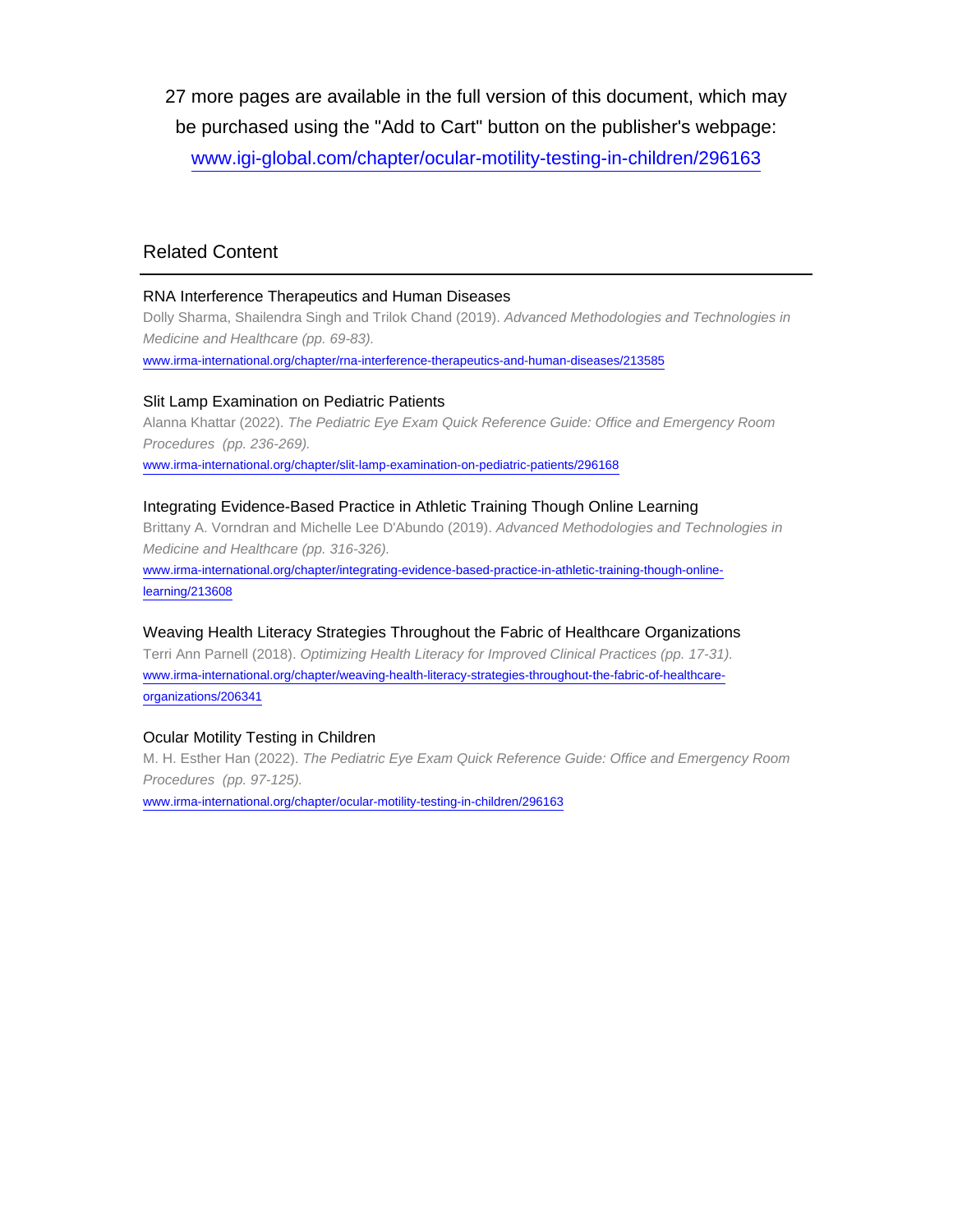27 more pages are available in the full version of this document, which may be purchased using the "Add to Cart" button on the publisher's webpage:
www.igi-global.com/chapter/ocular-motility-testing-in-children/296163

## Related Content

### RNA Interference Therapeutics and Human Diseases

Dolly Sharma, Shailendra Singh and Trilok Chand (2019). *Advanced Methodologies and Technologies in Medicine and Healthcare (pp. 69-83).*

www.irma-international.org/chapter/rna-interference-therapeutics-and-human-diseases/213585

### Slit Lamp Examination on Pediatric Patients

Alanna Khattar (2022). *The Pediatric Eye Exam Quick Reference Guide: Office and Emergency Room Procedures (pp. 236-269).*

www.irma-international.org/chapter/slit-lamp-examination-on-pediatric-patients/296168

### Integrating Evidence-Based Practice in Athletic Training Though Online Learning

Brittany A. Vorndran and Michelle Lee D'Abundo (2019). *Advanced Methodologies and Technologies in Medicine and Healthcare (pp. 316-326).*

www.irma-international.org/chapter/integrating-evidence-based-practice-in-athletic-training-though-online-learning/213608

### Weaving Health Literacy Strategies Throughout the Fabric of Healthcare Organizations

Terri Ann Parnell (2018). *Optimizing Health Literacy for Improved Clinical Practices (pp. 17-31).*

www.irma-international.org/chapter/weaving-health-literacy-strategies-throughout-the-fabric-of-healthcare-organizations/206341

### Ocular Motility Testing in Children

M. H. Esther Han (2022). *The Pediatric Eye Exam Quick Reference Guide: Office and Emergency Room Procedures (pp. 97-125).*

www.irma-international.org/chapter/ocular-motility-testing-in-children/296163